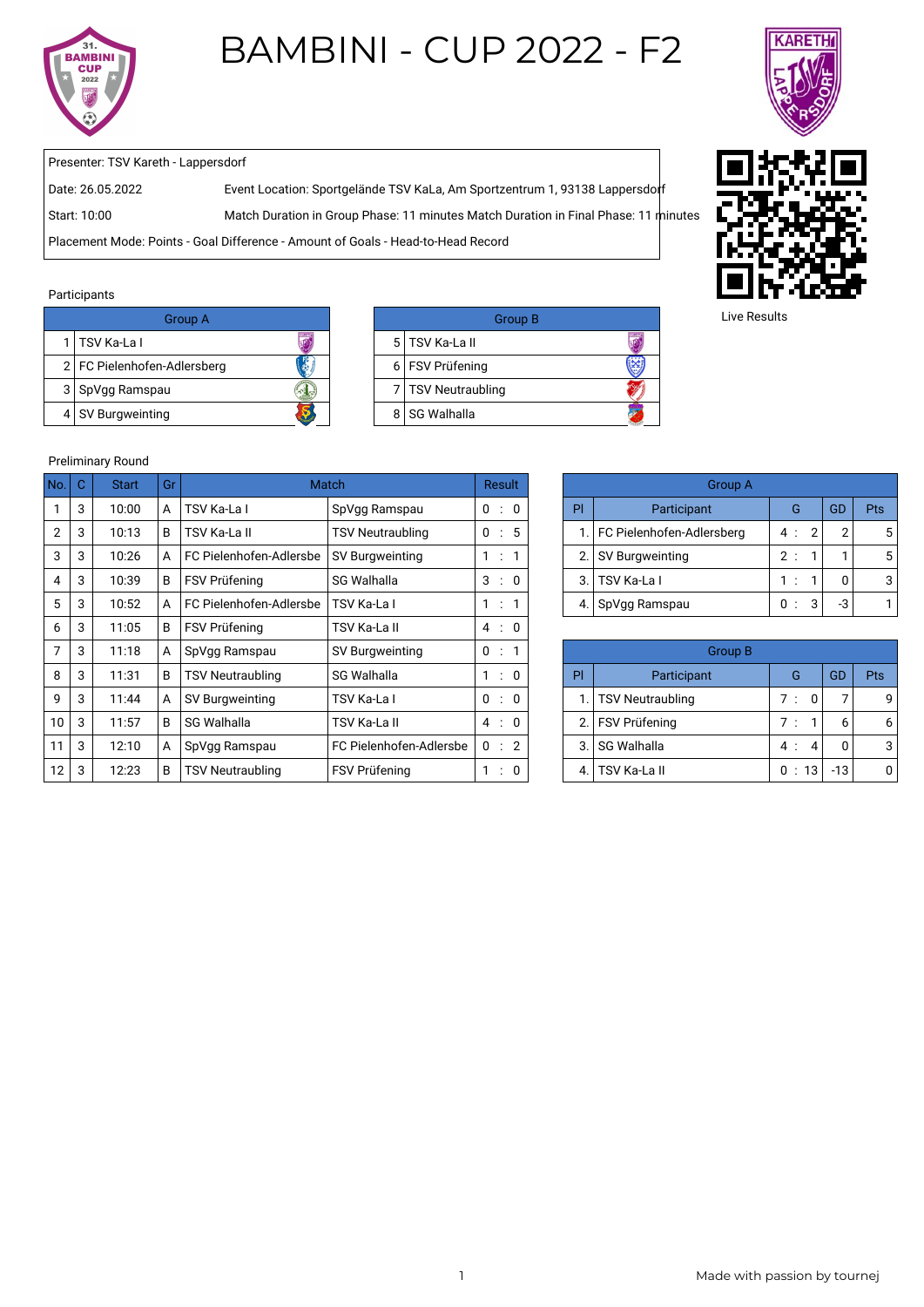# BAMBINI - CUP 2022 - F2

Presenter: TSV Kareth - Lappersdorf

Date: 26.05.2022 — Event Location: Sportgelände TSV KaLa, Am Sportzentrum 1, 93138 Lappersdorf

Start: 10:00 — Match Duration in Group Phase: 11 minutes Match Duration in Final Phase: 11 minutes

Placement Mode: Points - Goal Difference - Amount of Goals - Head-to-Head Record

Live Results

## Participants

| Group A | |
|---|---|
| 1 | TSV Ka-La I |
| 2 | FC Pielenhofen-Adlersberg |
| 3 | SpVgg Ramspau |
| 4 | SV Burgweinting |

| Group B | |
|---|---|
| 5 | TSV Ka-La II |
| 6 | FSV Prüfening |
| 7 | TSV Neutraubling |
| 8 | SG Walhalla |

## Preliminary Round

| No. | C | Start | Gr | Match | | Result |
|---|---|---|---|---|---|---|
| 1 | 3 | 10:00 | A | TSV Ka-La I | SpVgg Ramspau | 0 : 0 |
| 2 | 3 | 10:13 | B | TSV Ka-La II | TSV Neutraubling | 0 : 5 |
| 3 | 3 | 10:26 | A | FC Pielenhofen-Adlersbe | SV Burgweinting | 1 : 1 |
| 4 | 3 | 10:39 | B | FSV Prüfening | SG Walhalla | 3 : 0 |
| 5 | 3 | 10:52 | A | FC Pielenhofen-Adlersbe | TSV Ka-La I | 1 : 1 |
| 6 | 3 | 11:05 | B | FSV Prüfening | TSV Ka-La II | 4 : 0 |
| 7 | 3 | 11:18 | A | SpVgg Ramspau | SV Burgweinting | 0 : 1 |
| 8 | 3 | 11:31 | B | TSV Neutraubling | SG Walhalla | 1 : 0 |
| 9 | 3 | 11:44 | A | SV Burgweinting | TSV Ka-La I | 0 : 0 |
| 10 | 3 | 11:57 | B | SG Walhalla | TSV Ka-La II | 4 : 0 |
| 11 | 3 | 12:10 | A | SpVgg Ramspau | FC Pielenhofen-Adlersbe | 0 : 2 |
| 12 | 3 | 12:23 | B | TSV Neutraubling | FSV Prüfening | 1 : 0 |

| Group A | | | | |
|---|---|---|---|---|
| Pl | Participant | G | GD | Pts |
| 1. | FC Pielenhofen-Adlersberg | 4 : 2 | 2 | 5 |
| 2. | SV Burgweinting | 2 : 1 | 1 | 5 |
| 3. | TSV Ka-La I | 1 : 1 | 0 | 3 |
| 4. | SpVgg Ramspau | 0 : 3 | -3 | 1 |

| Group B | | | | |
|---|---|---|---|---|
| Pl | Participant | G | GD | Pts |
| 1. | TSV Neutraubling | 7 : 0 | 7 | 9 |
| 2. | FSV Prüfening | 7 : 1 | 6 | 6 |
| 3. | SG Walhalla | 4 : 4 | 0 | 3 |
| 4. | TSV Ka-La II | 0 : 13 | -13 | 0 |

Made with passion by tournej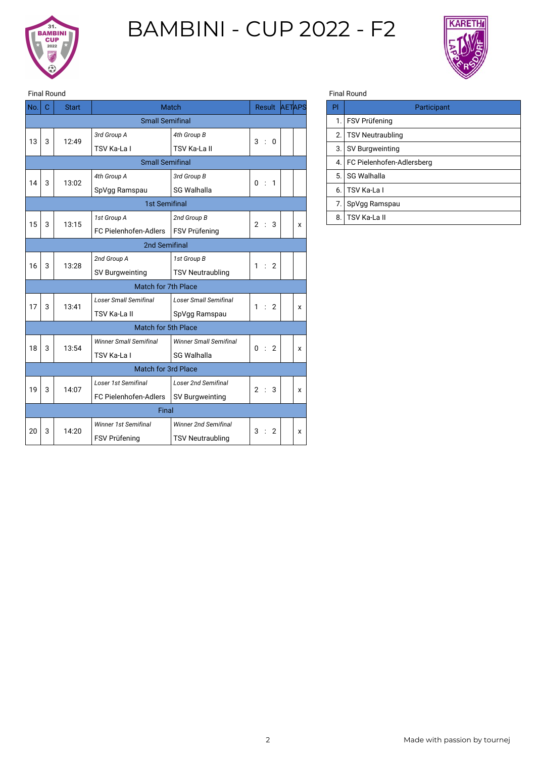// The header (including "BAMBINI - CUP 2022 - F2") and the footer ("Made with passion by tournej") are not running headers/footers, so they are kept; the standalone page number "2" is omitted.
# BAMBINI - CUP 2022 - F2

Final Round

| No. | C | Start | Match | | Result | AET | APS |
|---|---|---|---|---|---|---|---|
| | | | **Small Semifinal** | | | | |
| 13 | 3 | 12:49 | *3rd Group A* TSV Ka-La I | *4th Group B* TSV Ka-La II | 3 : 0 | | |
| | | | **Small Semifinal** | | | | |
| 14 | 3 | 13:02 | *4th Group A* SpVgg Ramspau | *3rd Group B* SG Walhalla | 0 : 1 | | |
| | | | **1st Semifinal** | | | | |
| 15 | 3 | 13:15 | *1st Group A* FC Pielenhofen-Adlers | *2nd Group B* FSV Prüfening | 2 : 3 | | x |
| | | | **2nd Semifinal** | | | | |
| 16 | 3 | 13:28 | *2nd Group A* SV Burgweinting | *1st Group B* TSV Neutraubling | 1 : 2 | | |
| | | | **Match for 7th Place** | | | | |
| 17 | 3 | 13:41 | *Loser Small Semifinal* TSV Ka-La II | *Loser Small Semifinal* SpVgg Ramspau | 1 : 2 | | x |
| | | | **Match for 5th Place** | | | | |
| 18 | 3 | 13:54 | *Winner Small Semifinal* TSV Ka-La I | *Winner Small Semifinal* SG Walhalla | 0 : 2 | | x |
| | | | **Match for 3rd Place** | | | | |
| 19 | 3 | 14:07 | *Loser 1st Semifinal* FC Pielenhofen-Adlers | *Loser 2nd Semifinal* SV Burgweinting | 2 : 3 | | x |
| | | | **Final** | | | | |
| 20 | 3 | 14:20 | *Winner 1st Semifinal* FSV Prüfening | *Winner 2nd Semifinal* TSV Neutraubling | 3 : 2 | | x |

Final Round

| Pl | Participant |
|---|---|
| 1. | FSV Prüfening |
| 2. | TSV Neutraubling |
| 3. | SV Burgweinting |
| 4. | FC Pielenhofen-Adlersberg |
| 5. | SG Walhalla |
| 6. | TSV Ka-La I |
| 7. | SpVgg Ramspau |
| 8. | TSV Ka-La II |

Made with passion by tournej